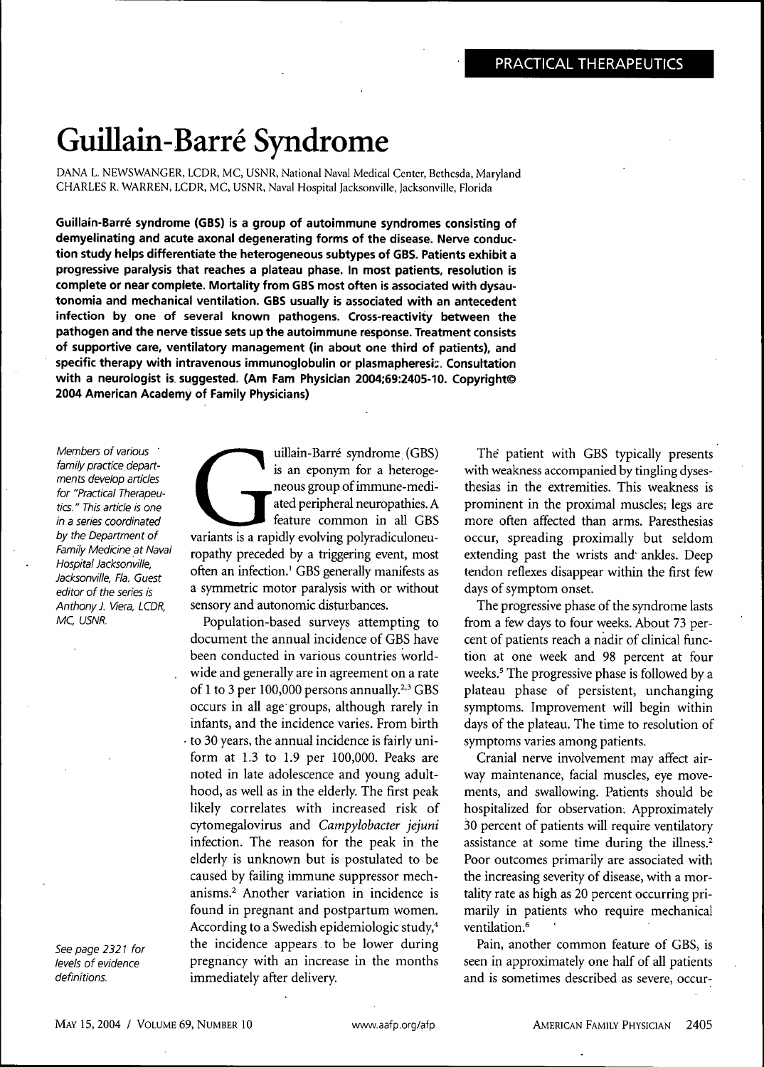# Guillain-Barré Syndrome

DANA L. NEWSWANGER, LCDR, MC, USNR, National Naval Medical Center, Bethesda, Maryland
CHARLES R. WARREN, LCDR, MC, USNR, Naval Hospital Jacksonville, Jacksonville, Florida

**Guillain-Barré syndrome (GBS) is a group of autoimmune syndromes consisting of demyelinating and acute axonal degenerating forms of the disease. Nerve conduction study helps differentiate the heterogeneous subtypes of GBS. Patients exhibit a progressive paralysis that reaches a plateau phase. In most patients, resolution is complete or near complete. Mortality from GBS most often is associated with dysautonomia and mechanical ventilation. GBS usually is associated with an antecedent infection by one of several known pathogens. Cross-reactivity between the pathogen and the nerve tissue sets up the autoimmune response. Treatment consists of supportive care, ventilatory management (in about one third of patients), and specific therapy with intravenous immunoglobulin or plasmapheresis. Consultation with a neurologist is suggested. (Am Fam Physician 2004;69:2405-10. Copyright© 2004 American Academy of Family Physicians)**

*Members of various family practice departments develop articles for "Practical Therapeutics." This article is one in a series coordinated by the Department of Family Medicine at Naval Hospital Jacksonville, Jacksonville, Fla. Guest editor of the series is Anthony J. Viera, LCDR, MC, USNR.*

*See page 2321 for levels of evidence definitions.*

Guillain-Barré syndrome (GBS) is an eponym for a heterogeneous group of immune-mediated peripheral neuropathies. A feature common in all GBS variants is a rapidly evolving polyradiculoneuropathy preceded by a triggering event, most often an infection.[1] GBS generally manifests as a symmetric motor paralysis with or without sensory and autonomic disturbances.

Population-based surveys attempting to document the annual incidence of GBS have been conducted in various countries worldwide and generally are in agreement on a rate of 1 to 3 per 100,000 persons annually.[2,3] GBS occurs in all age groups, although rarely in infants, and the incidence varies. From birth to 30 years, the annual incidence is fairly uniform at 1.3 to 1.9 per 100,000. Peaks are noted in late adolescence and young adulthood, as well as in the elderly. The first peak likely correlates with increased risk of cytomegalovirus and *Campylobacter jejuni* infection. The reason for the peak in the elderly is unknown but is postulated to be caused by failing immune suppressor mechanisms.[2] Another variation in incidence is found in pregnant and postpartum women. According to a Swedish epidemiologic study,[4] the incidence appears to be lower during pregnancy with an increase in the months immediately after delivery.

The patient with GBS typically presents with weakness accompanied by tingling dysesthesias in the extremities. This weakness is prominent in the proximal muscles; legs are more often affected than arms. Paresthesias occur, spreading proximally but seldom extending past the wrists and ankles. Deep tendon reflexes disappear within the first few days of symptom onset.

The progressive phase of the syndrome lasts from a few days to four weeks. About 73 percent of patients reach a nadir of clinical function at one week and 98 percent at four weeks.[5] The progressive phase is followed by a plateau phase of persistent, unchanging symptoms. Improvement will begin within days of the plateau. The time to resolution of symptoms varies among patients.

Cranial nerve involvement may affect airway maintenance, facial muscles, eye movements, and swallowing. Patients should be hospitalized for observation. Approximately 30 percent of patients will require ventilatory assistance at some time during the illness.[2] Poor outcomes primarily are associated with the increasing severity of disease, with a mortality rate as high as 20 percent occurring primarily in patients who require mechanical ventilation.[6]

Pain, another common feature of GBS, is seen in approximately one half of all patients and is sometimes described as severe, occur-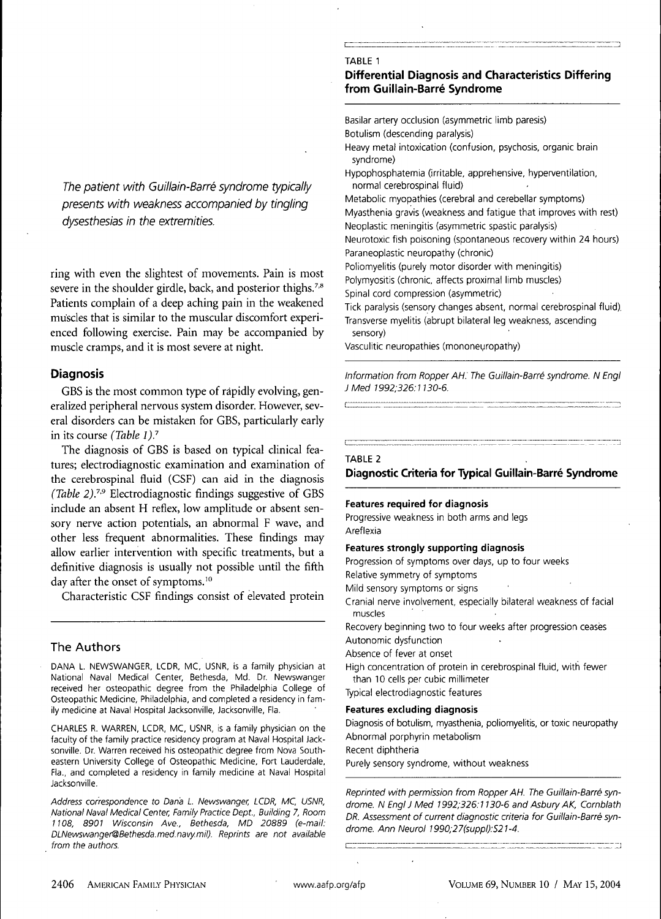*The patient with Guillain-Barré syndrome typically presents with weakness accompanied by tingling dysesthesias in the extremities.*

ring with even the slightest of movements. Pain is most severe in the shoulder girdle, back, and posterior thighs.[7,8] Patients complain of a deep aching pain in the weakened muscles that is similar to the muscular discomfort experienced following exercise. Pain may be accompanied by muscle cramps, and it is most severe at night.

## Diagnosis

GBS is the most common type of rapidly evolving, generalized peripheral nervous system disorder. However, several disorders can be mistaken for GBS, particularly early in its course *(Table 1)*.[7]

The diagnosis of GBS is based on typical clinical features; electrodiagnostic examination and examination of the cerebrospinal fluid (CSF) can aid in the diagnosis *(Table 2)*.[7,9] Electrodiagnostic findings suggestive of GBS include an absent H reflex, low amplitude or absent sensory nerve action potentials, an abnormal F wave, and other less frequent abnormalities. These findings may allow earlier intervention with specific treatments, but a definitive diagnosis is usually not possible until the fifth day after the onset of symptoms.[10]

Characteristic CSF findings consist of elevated protein

TABLE 1

**Differential Diagnosis and Characteristics Differing from Guillain-Barré Syndrome**

Basilar artery occlusion (asymmetric limb paresis)
Botulism (descending paralysis)
Heavy metal intoxication (confusion, psychosis, organic brain syndrome)
Hypophosphatemia (irritable, apprehensive, hyperventilation, normal cerebrospinal fluid)
Metabolic myopathies (cerebral and cerebellar symptoms)
Myasthenia gravis (weakness and fatigue that improves with rest)
Neoplastic meningitis (asymmetric spastic paralysis)
Neurotoxic fish poisoning (spontaneous recovery within 24 hours)
Paraneoplastic neuropathy (chronic)
Poliomyelitis (purely motor disorder with meningitis)
Polymyositis (chronic, affects proximal limb muscles)
Spinal cord compression (asymmetric)
Tick paralysis (sensory changes absent, normal cerebrospinal fluid)
Transverse myelitis (abrupt bilateral leg weakness, ascending sensory)
Vasculitic neuropathies (mononeuropathy)

*Information from Ropper AH. The Guillain-Barré syndrome. N Engl J Med 1992;326:1130-6.*

TABLE 2

**Diagnostic Criteria for Typical Guillain-Barré Syndrome**

**Features required for diagnosis**

Progressive weakness in both arms and legs
Areflexia

**Features strongly supporting diagnosis**

Progression of symptoms over days, up to four weeks
Relative symmetry of symptoms
Mild sensory symptoms or signs
Cranial nerve involvement, especially bilateral weakness of facial muscles
Recovery beginning two to four weeks after progression ceases
Autonomic dysfunction
Absence of fever at onset
High concentration of protein in cerebrospinal fluid, with fewer than 10 cells per cubic millimeter
Typical electrodiagnostic features

**Features excluding diagnosis**

Diagnosis of botulism, myasthenia, poliomyelitis, or toxic neuropathy
Abnormal porphyrin metabolism
Recent diphtheria
Purely sensory syndrome, without weakness

*Reprinted with permission from Ropper AH. The Guillain-Barré syndrome. N Engl J Med 1992;326:1130-6 and Asbury AK, Cornblath DR. Assessment of current diagnostic criteria for Guillain-Barré syndrome. Ann Neurol 1990;27(suppl):S21-4.*

## The Authors

DANA L. NEWSWANGER, LCDR, MC, USNR, is a family physician at National Naval Medical Center, Bethesda, Md. Dr. Newswanger received her osteopathic degree from the Philadelphia College of Osteopathic Medicine, Philadelphia, and completed a residency in family medicine at Naval Hospital Jacksonville, Jacksonville, Fla.

CHARLES R. WARREN, LCDR, MC, USNR, is a family physician on the faculty of the family practice residency program at Naval Hospital Jacksonville. Dr. Warren received his osteopathic degree from Nova Southeastern University College of Osteopathic Medicine, Fort Lauderdale, Fla., and completed a residency in family medicine at Naval Hospital Jacksonville.

*Address correspondence to Dana L. Newswanger, LCDR, MC, USNR, National Naval Medical Center, Family Practice Dept., Building 7, Room 1108, 8901 Wisconsin Ave., Bethesda, MD 20889 (e-mail: DLNewswanger@Bethesda.med.navy.mil). Reprints are not available from the authors.*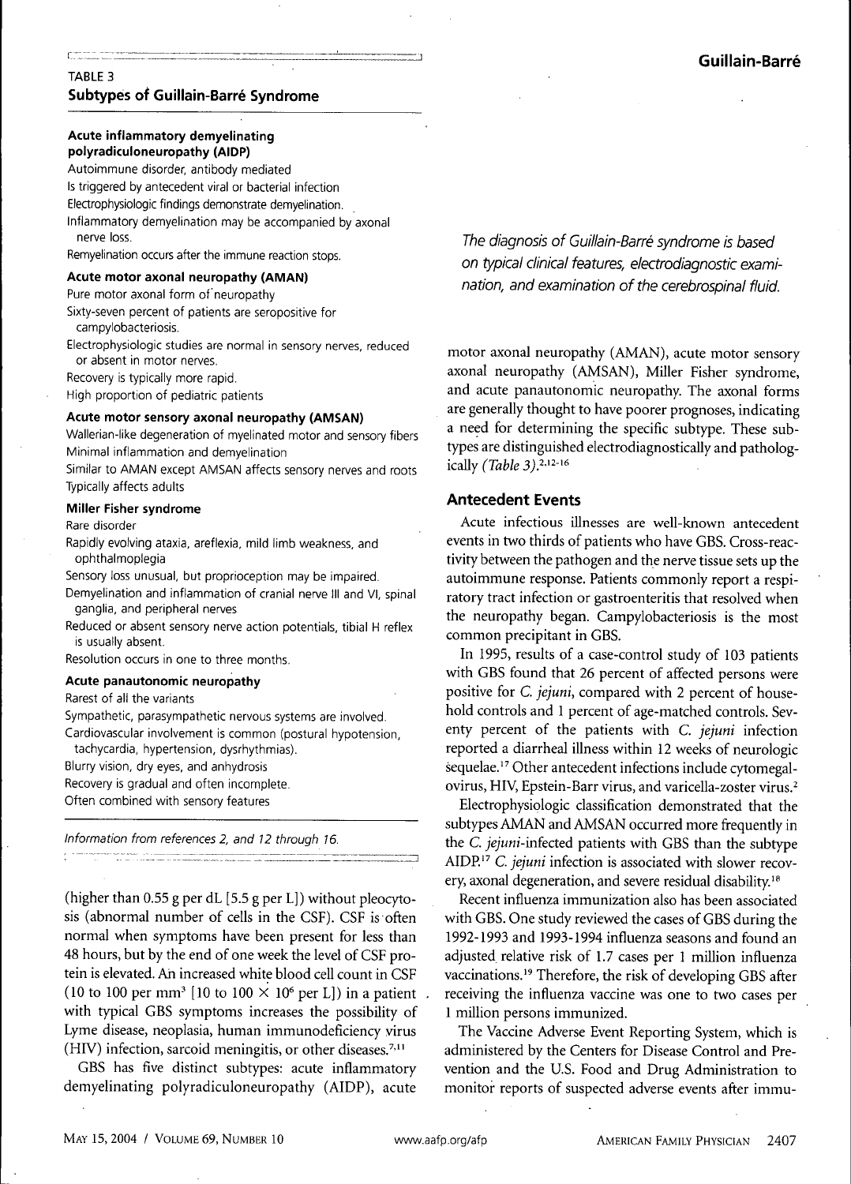## TABLE 3
## Subtypes of Guillain-Barré Syndrome

**Acute inflammatory demyelinating polyradiculoneuropathy (AIDP)**

Autoimmune disorder, antibody mediated
Is triggered by antecedent viral or bacterial infection
Electrophysiologic findings demonstrate demyelination.
Inflammatory demyelination may be accompanied by axonal nerve loss.
Remyelination occurs after the immune reaction stops.

**Acute motor axonal neuropathy (AMAN)**

Pure motor axonal form of neuropathy
Sixty-seven percent of patients are seropositive for campylobacteriosis.
Electrophysiologic studies are normal in sensory nerves, reduced or absent in motor nerves.
Recovery is typically more rapid.
High proportion of pediatric patients

**Acute motor sensory axonal neuropathy (AMSAN)**

Wallerian-like degeneration of myelinated motor and sensory fibers
Minimal inflammation and demyelination
Similar to AMAN except AMSAN affects sensory nerves and roots
Typically affects adults

**Miller Fisher syndrome**

Rare disorder
Rapidly evolving ataxia, areflexia, mild limb weakness, and ophthalmoplegia
Sensory loss unusual, but proprioception may be impaired.
Demyelination and inflammation of cranial nerve III and VI, spinal ganglia, and peripheral nerves
Reduced or absent sensory nerve action potentials, tibial H reflex is usually absent.
Resolution occurs in one to three months.

**Acute panautonomic neuropathy**

Rarest of all the variants
Sympathetic, parasympathetic nervous systems are involved.
Cardiovascular involvement is common (postural hypotension, tachycardia, hypertension, dysrhythmias).
Blurry vision, dry eyes, and anhydrosis
Recovery is gradual and often incomplete.
Often combined with sensory features

*Information from references 2, and 12 through 16.*

(higher than 0.55 g per dL [5.5 g per L]) without pleocytosis (abnormal number of cells in the CSF). CSF is often normal when symptoms have been present for less than 48 hours, but by the end of one week the level of CSF protein is elevated. An increased white blood cell count in CSF (10 to 100 per mm$^3$ [10 to 100 $\times$ 10$^6$ per L]) in a patient with typical GBS symptoms increases the possibility of Lyme disease, neoplasia, human immunodeficiency virus (HIV) infection, sarcoid meningitis, or other diseases.[7,11]

GBS has five distinct subtypes: acute inflammatory demyelinating polyradiculoneuropathy (AIDP), acute motor axonal neuropathy (AMAN), acute motor sensory axonal neuropathy (AMSAN), Miller Fisher syndrome, and acute panautonomic neuropathy. The axonal forms are generally thought to have poorer prognoses, indicating a need for determining the specific subtype. These subtypes are distinguished electrodiagnostically and pathologically *(Table 3)*.[2,12-16]

*The diagnosis of Guillain-Barré syndrome is based on typical clinical features, electrodiagnostic examination, and examination of the cerebrospinal fluid.*

### Antecedent Events

Acute infectious illnesses are well-known antecedent events in two thirds of patients who have GBS. Cross-reactivity between the pathogen and the nerve tissue sets up the autoimmune response. Patients commonly report a respiratory tract infection or gastroenteritis that resolved when the neuropathy began. Campylobacteriosis is the most common precipitant in GBS.

In 1995, results of a case-control study of 103 patients with GBS found that 26 percent of affected persons were positive for *C. jejuni*, compared with 2 percent of household controls and 1 percent of age-matched controls. Seventy percent of the patients with *C. jejuni* infection reported a diarrheal illness within 12 weeks of neurologic sequelae.[17] Other antecedent infections include cytomegalovirus, HIV, Epstein-Barr virus, and varicella-zoster virus.[2]

Electrophysiologic classification demonstrated that the subtypes AMAN and AMSAN occurred more frequently in the *C. jejuni*-infected patients with GBS than the subtype AIDP.[17] *C. jejuni* infection is associated with slower recovery, axonal degeneration, and severe residual disability.[18]

Recent influenza immunization also has been associated with GBS. One study reviewed the cases of GBS during the 1992-1993 and 1993-1994 influenza seasons and found an adjusted relative risk of 1.7 cases per 1 million influenza vaccinations.[19] Therefore, the risk of developing GBS after receiving the influenza vaccine was one to two cases per 1 million persons immunized.

The Vaccine Adverse Event Reporting System, which is administered by the Centers for Disease Control and Prevention and the U.S. Food and Drug Administration to monitor reports of suspected adverse events after immu-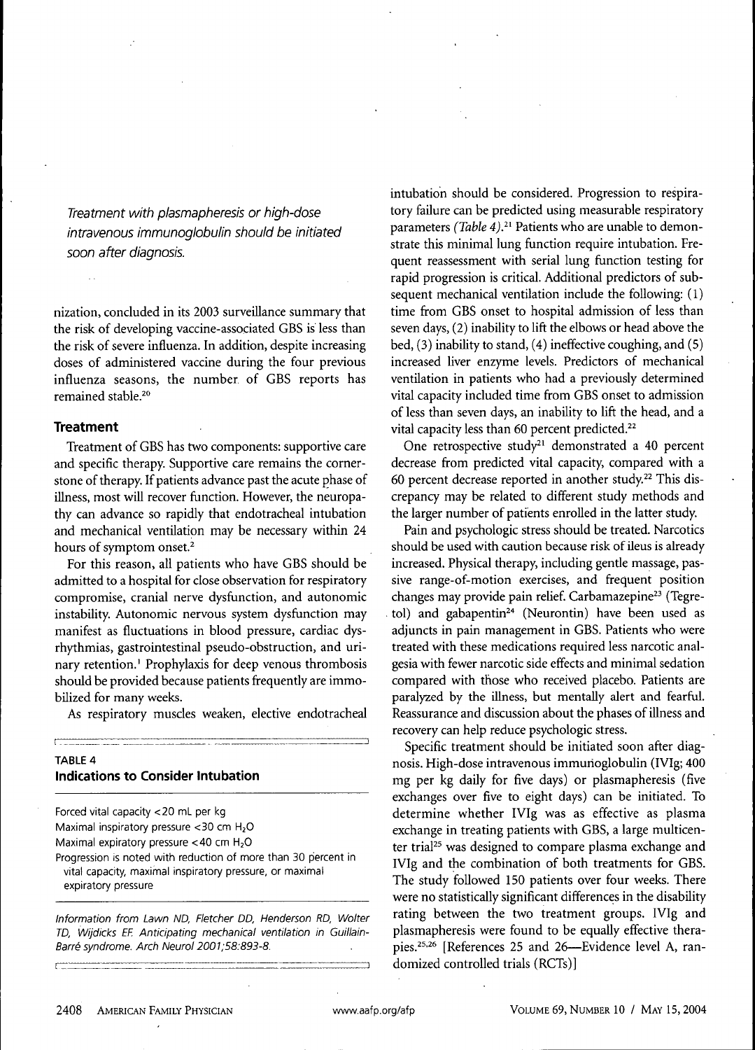*Treatment with plasmapheresis or high-dose intravenous immunoglobulin should be initiated soon after diagnosis.*

nization, concluded in its 2003 surveillance summary that the risk of developing vaccine-associated GBS is less than the risk of severe influenza. In addition, despite increasing doses of administered vaccine during the four previous influenza seasons, the number of GBS reports has remained stable.[20]

## Treatment

Treatment of GBS has two components: supportive care and specific therapy. Supportive care remains the cornerstone of therapy. If patients advance past the acute phase of illness, most will recover function. However, the neuropathy can advance so rapidly that endotracheal intubation and mechanical ventilation may be necessary within 24 hours of symptom onset.[2]

For this reason, all patients who have GBS should be admitted to a hospital for close observation for respiratory compromise, cranial nerve dysfunction, and autonomic instability. Autonomic nervous system dysfunction may manifest as fluctuations in blood pressure, cardiac dysrhythmias, gastrointestinal pseudo-obstruction, and urinary retention.[1] Prophylaxis for deep venous thrombosis should be provided because patients frequently are immobilized for many weeks.

As respiratory muscles weaken, elective endotracheal intubation should be considered. Progression to respiratory failure can be predicted using measurable respiratory parameters *(Table 4)*.[21] Patients who are unable to demonstrate this minimal lung function require intubation. Frequent reassessment with serial lung function testing for rapid progression is critical. Additional predictors of subsequent mechanical ventilation include the following: (1) time from GBS onset to hospital admission of less than seven days, (2) inability to lift the elbows or head above the bed, (3) inability to stand, (4) ineffective coughing, and (5) increased liver enzyme levels. Predictors of mechanical ventilation in patients who had a previously determined vital capacity included time from GBS onset to admission of less than seven days, an inability to lift the head, and a vital capacity less than 60 percent predicted.[22]

One retrospective study[21] demonstrated a 40 percent decrease from predicted vital capacity, compared with a 60 percent decrease reported in another study.[22] This discrepancy may be related to different study methods and the larger number of patients enrolled in the latter study.

Pain and psychologic stress should be treated. Narcotics should be used with caution because risk of ileus is already increased. Physical therapy, including gentle massage, passive range-of-motion exercises, and frequent position changes may provide pain relief. Carbamazepine[23] (Tegretol) and gabapentin[24] (Neurontin) have been used as adjuncts in pain management in GBS. Patients who were treated with these medications required less narcotic analgesia with fewer narcotic side effects and minimal sedation compared with those who received placebo. Patients are paralyzed by the illness, but mentally alert and fearful. Reassurance and discussion about the phases of illness and recovery can help reduce psychologic stress.

Specific treatment should be initiated soon after diagnosis. High-dose intravenous immunoglobulin (IVIg; 400 mg per kg daily for five days) or plasmapheresis (five exchanges over five to eight days) can be initiated. To determine whether IVIg was as effective as plasma exchange in treating patients with GBS, a large multicenter trial[25] was designed to compare plasma exchange and IVIg and the combination of both treatments for GBS. The study followed 150 patients over four weeks. There were no statistically significant differences in the disability rating between the two treatment groups. IVIg and plasmapheresis were found to be equally effective therapies.[25,26] [References 25 and 26—Evidence level A, randomized controlled trials (RCTs)]

**TABLE 4**
**Indications to Consider Intubation**

| |
|---|
| Forced vital capacity <20 mL per kg |
| Maximal inspiratory pressure <30 cm $H_2O$ |
| Maximal expiratory pressure <40 cm $H_2O$ |
| Progression is noted with reduction of more than 30 percent in vital capacity, maximal inspiratory pressure, or maximal expiratory pressure |

*Information from Lawn ND, Fletcher DD, Henderson RD, Wolter TD, Wijdicks EF. Anticipating mechanical ventilation in Guillain-Barré syndrome. Arch Neurol 2001;58:893-8.*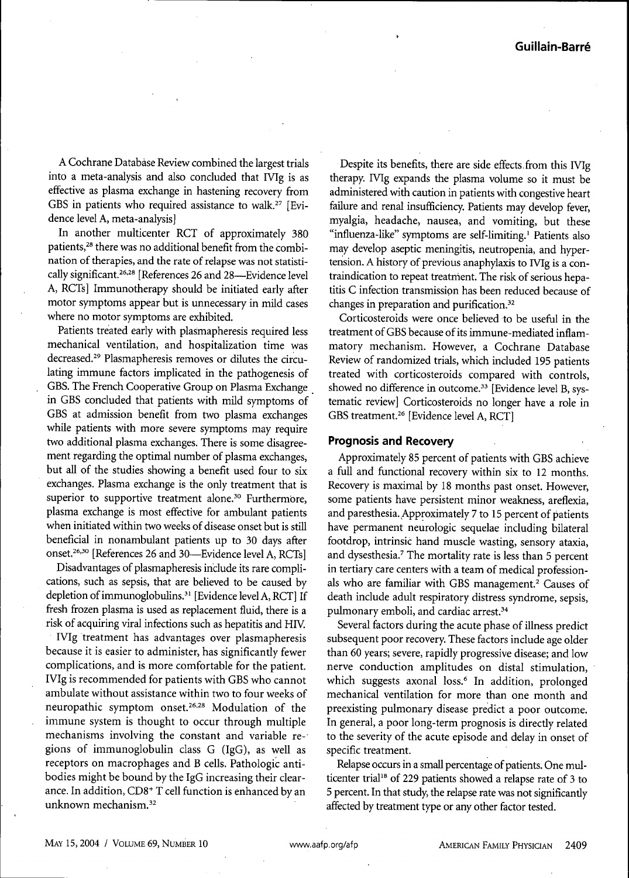A Cochrane Database Review combined the largest trials into a meta-analysis and also concluded that IVIg is as effective as plasma exchange in hastening recovery from GBS in patients who required assistance to walk.[27] [Evidence level A, meta-analysis]

In another multicenter RCT of approximately 380 patients,[28] there was no additional benefit from the combination of therapies, and the rate of relapse was not statistically significant.[26,28] [References 26 and 28—Evidence level A, RCTs] Immunotherapy should be initiated early after motor symptoms appear but is unnecessary in mild cases where no motor symptoms are exhibited.

Patients treated early with plasmapheresis required less mechanical ventilation, and hospitalization time was decreased.[29] Plasmapheresis removes or dilutes the circulating immune factors implicated in the pathogenesis of GBS. The French Cooperative Group on Plasma Exchange in GBS concluded that patients with mild symptoms of GBS at admission benefit from two plasma exchanges while patients with more severe symptoms may require two additional plasma exchanges. There is some disagreement regarding the optimal number of plasma exchanges, but all of the studies showing a benefit used four to six exchanges. Plasma exchange is the only treatment that is superior to supportive treatment alone.[30] Furthermore, plasma exchange is most effective for ambulant patients when initiated within two weeks of disease onset but is still beneficial in nonambulant patients up to 30 days after onset.[26,30] [References 26 and 30—Evidence level A, RCTs]

Disadvantages of plasmapheresis include its rare complications, such as sepsis, that are believed to be caused by depletion of immunoglobulins.[31] [Evidence level A, RCT] If fresh frozen plasma is used as replacement fluid, there is a risk of acquiring viral infections such as hepatitis and HIV.

IVIg treatment has advantages over plasmapheresis because it is easier to administer, has significantly fewer complications, and is more comfortable for the patient. IVIg is recommended for patients with GBS who cannot ambulate without assistance within two to four weeks of neuropathic symptom onset.[26,28] Modulation of the immune system is thought to occur through multiple mechanisms involving the constant and variable regions of immunoglobulin class G (IgG), as well as receptors on macrophages and B cells. Pathologic antibodies might be bound by the IgG increasing their clearance. In addition, CD8+ T cell function is enhanced by an unknown mechanism.[32]

Despite its benefits, there are side effects from this IVIg therapy. IVIg expands the plasma volume so it must be administered with caution in patients with congestive heart failure and renal insufficiency. Patients may develop fever, myalgia, headache, nausea, and vomiting, but these "influenza-like" symptoms are self-limiting.[1] Patients also may develop aseptic meningitis, neutropenia, and hypertension. A history of previous anaphylaxis to IVIg is a contraindication to repeat treatment. The risk of serious hepatitis C infection transmission has been reduced because of changes in preparation and purification.[32]

Corticosteroids were once believed to be useful in the treatment of GBS because of its immune-mediated inflammatory mechanism. However, a Cochrane Database Review of randomized trials, which included 195 patients treated with corticosteroids compared with controls, showed no difference in outcome.[33] [Evidence level B, systematic review] Corticosteroids no longer have a role in GBS treatment.[26] [Evidence level A, RCT]

## Prognosis and Recovery

Approximately 85 percent of patients with GBS achieve a full and functional recovery within six to 12 months. Recovery is maximal by 18 months past onset. However, some patients have persistent minor weakness, areflexia, and paresthesia. Approximately 7 to 15 percent of patients have permanent neurologic sequelae including bilateral footdrop, intrinsic hand muscle wasting, sensory ataxia, and dysesthesia.[7] The mortality rate is less than 5 percent in tertiary care centers with a team of medical professionals who are familiar with GBS management.[2] Causes of death include adult respiratory distress syndrome, sepsis, pulmonary emboli, and cardiac arrest.[34]

Several factors during the acute phase of illness predict subsequent poor recovery. These factors include age older than 60 years; severe, rapidly progressive disease; and low nerve conduction amplitudes on distal stimulation, which suggests axonal loss.[6] In addition, prolonged mechanical ventilation for more than one month and preexisting pulmonary disease predict a poor outcome. In general, a poor long-term prognosis is directly related to the severity of the acute episode and delay in onset of specific treatment.

Relapse occurs in a small percentage of patients. One multicenter trial[18] of 229 patients showed a relapse rate of 3 to 5 percent. In that study, the relapse rate was not significantly affected by treatment type or any other factor tested.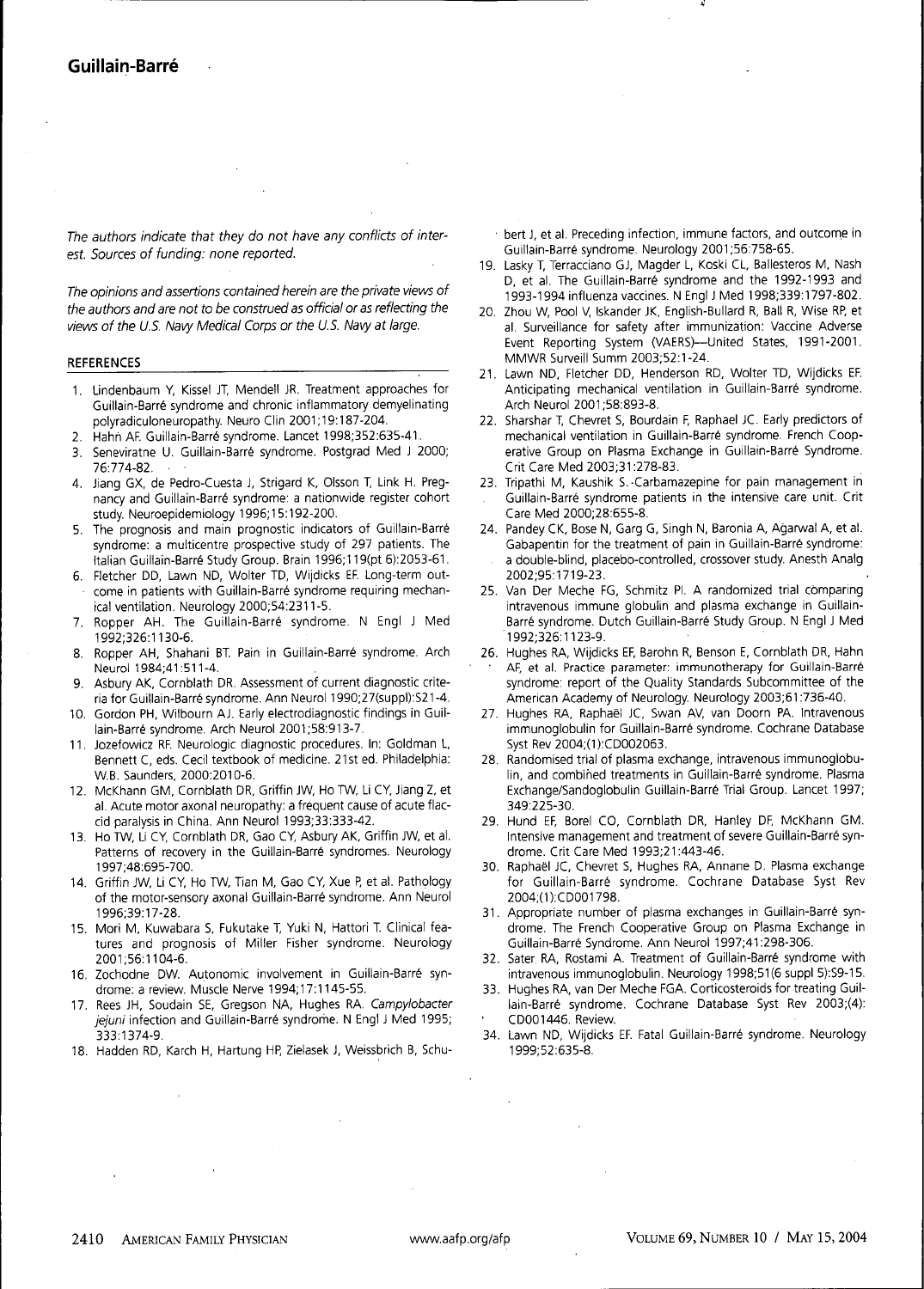*The authors indicate that they do not have any conflicts of interest. Sources of funding: none reported.*

*The opinions and assertions contained herein are the private views of the authors and are not to be construed as official or as reflecting the views of the U.S. Navy Medical Corps or the U.S. Navy at large.*

## REFERENCES

1. Lindenbaum Y, Kissel JT, Mendell JR. Treatment approaches for Guillain-Barré syndrome and chronic inflammatory demyelinating polyradiculoneuropathy. Neuro Clin 2001;19:187-204.
2. Hahn AF. Guillain-Barré syndrome. Lancet 1998;352:635-41.
3. Seneviratne U. Guillain-Barré syndrome. Postgrad Med J 2000; 76:774-82.
4. Jiang GX, de Pedro-Cuesta J, Strigard K, Olsson T, Link H. Pregnancy and Guillain-Barré syndrome: a nationwide register cohort study. Neuroepidemiology 1996;15:192-200.
5. The prognosis and main prognostic indicators of Guillain-Barré syndrome: a multicentre prospective study of 297 patients. The Italian Guillain-Barré Study Group. Brain 1996;119(pt 6):2053-61.
6. Fletcher DD, Lawn ND, Wolter TD, Wijdicks EF. Long-term outcome in patients with Guillain-Barré syndrome requiring mechanical ventilation. Neurology 2000;54:2311-5.
7. Ropper AH. The Guillain-Barré syndrome. N Engl J Med 1992;326:1130-6.
8. Ropper AH, Shahani BT. Pain in Guillain-Barré syndrome. Arch Neurol 1984;41:511-4.
9. Asbury AK, Cornblath DR. Assessment of current diagnostic criteria for Guillain-Barré syndrome. Ann Neurol 1990;27(suppl):S21-4.
10. Gordon PH, Wilbourn AJ. Early electrodiagnostic findings in Guillain-Barré syndrome. Arch Neurol 2001;58:913-7.
11. Jozefowicz RF. Neurologic diagnostic procedures. In: Goldman L, Bennett C, eds. Cecil textbook of medicine. 21st ed. Philadelphia: W.B. Saunders, 2000:2010-6.
12. McKhann GM, Cornblath DR, Griffin JW, Ho TW, Li CY, Jiang Z, et al. Acute motor axonal neuropathy: a frequent cause of acute flaccid paralysis in China. Ann Neurol 1993;33:333-42.
13. Ho TW, Li CY, Cornblath DR, Gao CY, Asbury AK, Griffin JW, et al. Patterns of recovery in the Guillain-Barré syndromes. Neurology 1997;48:695-700.
14. Griffin JW, Li CY, Ho TW, Tian M, Gao CY, Xue P, et al. Pathology of the motor-sensory axonal Guillain-Barré syndrome. Ann Neurol 1996;39:17-28.
15. Mori M, Kuwabara S, Fukutake T, Yuki N, Hattori T. Clinical features and prognosis of Miller Fisher syndrome. Neurology 2001;56:1104-6.
16. Zochodne DW. Autonomic involvement in Guillain-Barré syndrome: a review. Muscle Nerve 1994;17:1145-55.
17. Rees JH, Soudain SE, Gregson NA, Hughes RA. *Campylobacter jejuni* infection and Guillain-Barré syndrome. N Engl J Med 1995; 333:1374-9.
18. Hadden RD, Karch H, Hartung HP, Zielasek J, Weissbrich B, Schubert J, et al. Preceding infection, immune factors, and outcome in Guillain-Barré syndrome. Neurology 2001;56:758-65.
19. Lasky T, Terracciano GJ, Magder L, Koski CL, Ballesteros M, Nash D, et al. The Guillain-Barré syndrome and the 1992-1993 and 1993-1994 influenza vaccines. N Engl J Med 1998;339:1797-802.
20. Zhou W, Pool V, Iskander JK, English-Bullard R, Ball R, Wise RP, et al. Surveillance for safety after immunization: Vaccine Adverse Event Reporting System (VAERS)—United States, 1991-2001. MMWR Surveill Summ 2003;52:1-24.
21. Lawn ND, Fletcher DD, Henderson RD, Wolter TD, Wijdicks EF. Anticipating mechanical ventilation in Guillain-Barré syndrome. Arch Neurol 2001;58:893-8.
22. Sharshar T, Chevret S, Bourdain F, Raphael JC. Early predictors of mechanical ventilation in Guillain-Barré syndrome. French Cooperative Group on Plasma Exchange in Guillain-Barré Syndrome. Crit Care Med 2003;31:278-83.
23. Tripathi M, Kaushik S. Carbamazepine for pain management in Guillain-Barré syndrome patients in the intensive care unit. Crit Care Med 2000;28:655-8.
24. Pandey CK, Bose N, Garg G, Singh N, Baronia A, Agarwal A, et al. Gabapentin for the treatment of pain in Guillain-Barré syndrome: a double-blind, placebo-controlled, crossover study. Anesth Analg 2002;95:1719-23.
25. Van Der Meche FG, Schmitz PI. A randomized trial comparing intravenous immune globulin and plasma exchange in Guillain-Barré syndrome. Dutch Guillain-Barré Study Group. N Engl J Med 1992;326:1123-9.
26. Hughes RA, Wijdicks EF, Barohn R, Benson E, Cornblath DR, Hahn AF, et al. Practice parameter: immunotherapy for Guillain-Barré syndrome: report of the Quality Standards Subcommittee of the American Academy of Neurology. Neurology 2003;61:736-40.
27. Hughes RA, Raphaël JC, Swan AV, van Doorn PA. Intravenous immunoglobulin for Guillain-Barré syndrome. Cochrane Database Syst Rev 2004;(1):CD002063.
28. Randomised trial of plasma exchange, intravenous immunoglobulin, and combined treatments in Guillain-Barré syndrome. Plasma Exchange/Sandoglobulin Guillain-Barré Trial Group. Lancet 1997; 349:225-30.
29. Hund EF, Borel CO, Cornblath DR, Hanley DF, McKhann GM. Intensive management and treatment of severe Guillain-Barré syndrome. Crit Care Med 1993;21:443-46.
30. Raphaël JC, Chevret S, Hughes RA, Annane D. Plasma exchange for Guillain-Barré syndrome. Cochrane Database Syst Rev 2004;(1):CD001798.
31. Appropriate number of plasma exchanges in Guillain-Barré syndrome. The French Cooperative Group on Plasma Exchange in Guillain-Barré Syndrome. Ann Neurol 1997;41:298-306.
32. Sater RA, Rostami A. Treatment of Guillain-Barré syndrome with intravenous immunoglobulin. Neurology 1998;51(6 suppl 5):S9-15.
33. Hughes RA, van Der Meche FGA. Corticosteroids for treating Guillain-Barré syndrome. Cochrane Database Syst Rev 2003;(4): CD001446. Review.
34. Lawn ND, Wijdicks EF. Fatal Guillain-Barré syndrome. Neurology 1999;52:635-8.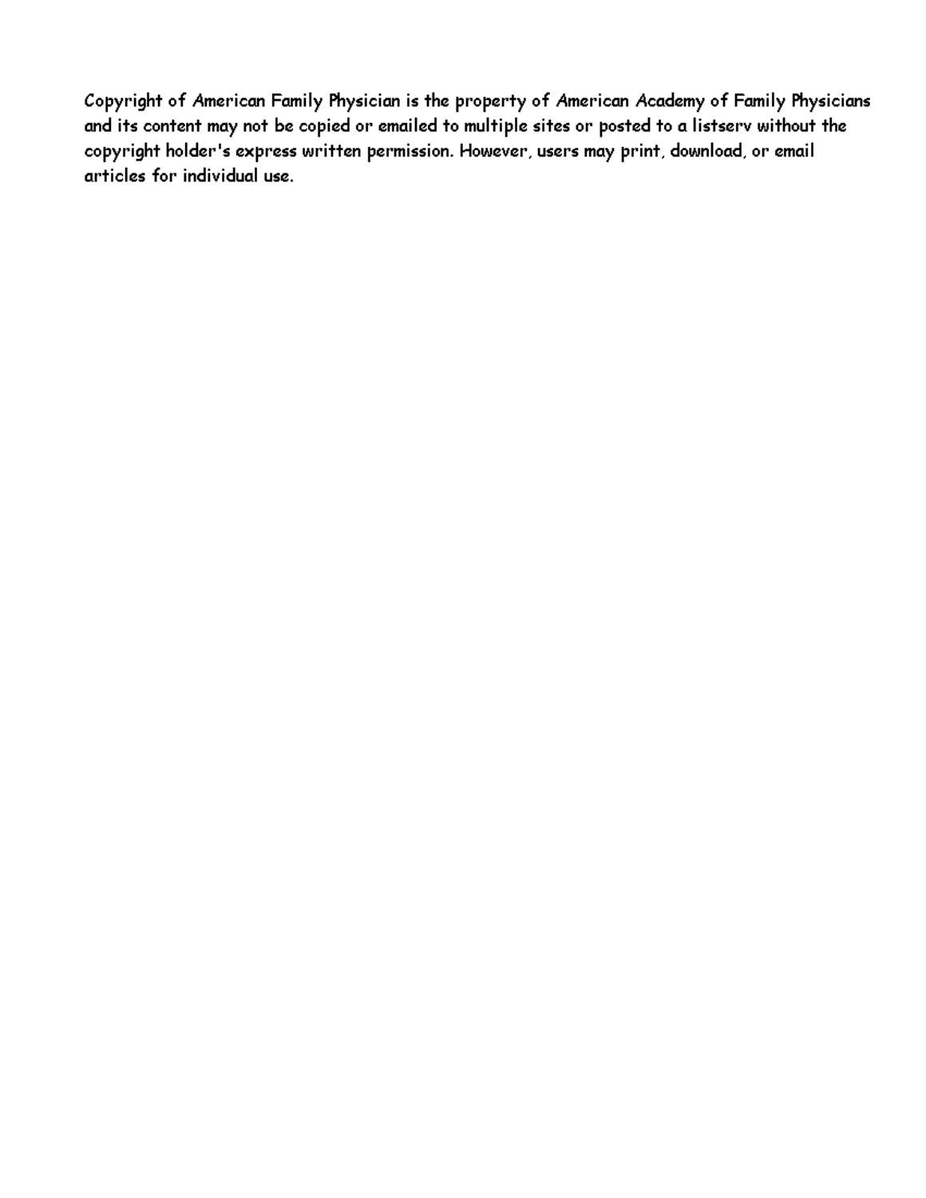Copyright of *American Family Physician* is the property of *American Academy of Family Physicians* and its content may not be copied or emailed to multiple sites or posted to a listserv without the copyright holder's express written permission. However, users may print, download, or email articles for individual use.